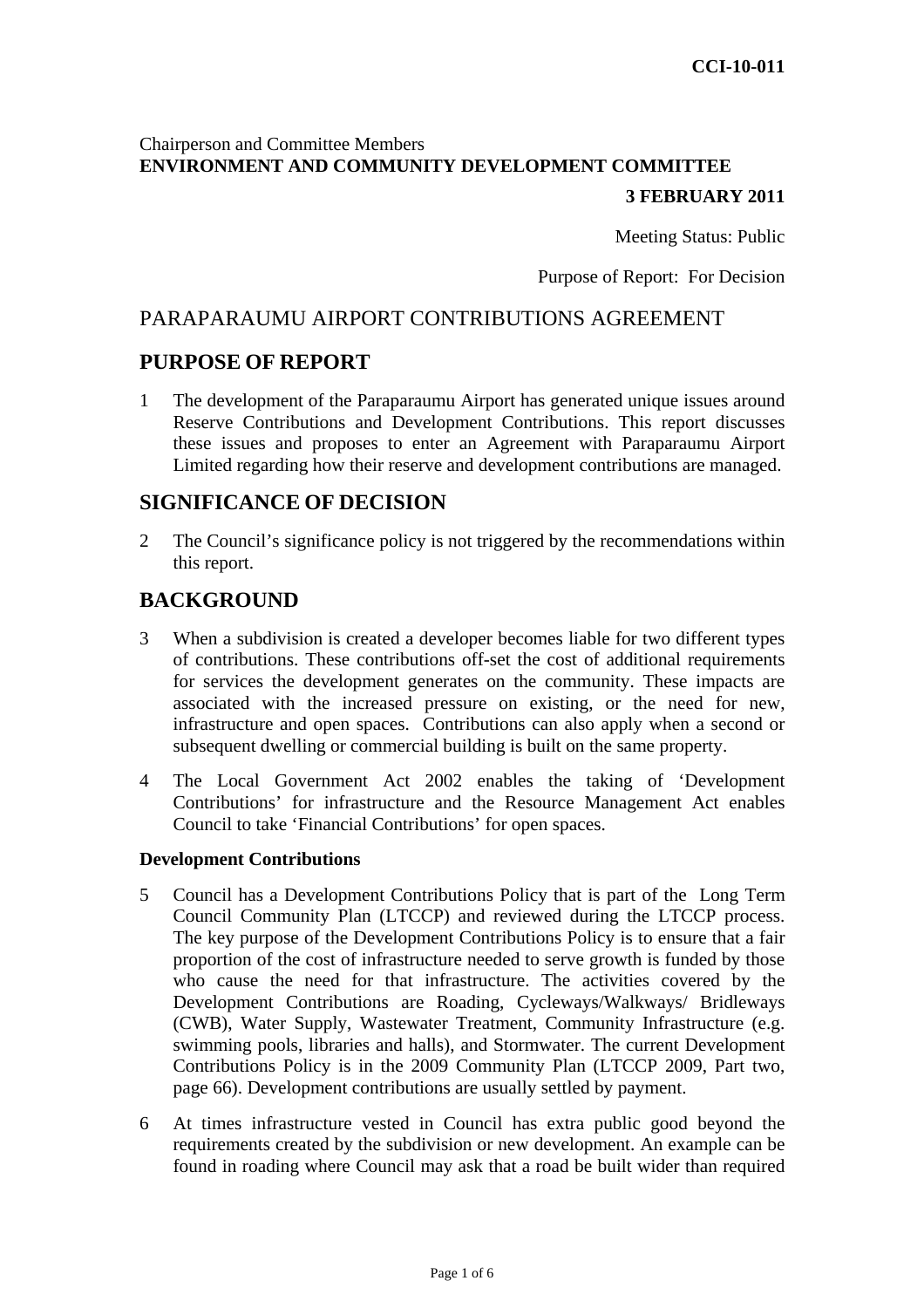**CCI-10-011**

Chairperson and Committee Members
**ENVIRONMENT AND COMMUNITY DEVELOPMENT COMMITTEE**

**3 FEBRUARY 2011**

Meeting Status: Public

Purpose of Report: For Decision

# PARAPARAUMU AIRPORT CONTRIBUTIONS AGREEMENT

## PURPOSE OF REPORT

1 The development of the Paraparaumu Airport has generated unique issues around Reserve Contributions and Development Contributions. This report discusses these issues and proposes to enter an Agreement with Paraparaumu Airport Limited regarding how their reserve and development contributions are managed.

## SIGNIFICANCE OF DECISION

2 The Council's significance policy is not triggered by the recommendations within this report.

## BACKGROUND

3 When a subdivision is created a developer becomes liable for two different types of contributions. These contributions off-set the cost of additional requirements for services the development generates on the community. These impacts are associated with the increased pressure on existing, or the need for new, infrastructure and open spaces. Contributions can also apply when a second or subsequent dwelling or commercial building is built on the same property.

4 The Local Government Act 2002 enables the taking of 'Development Contributions' for infrastructure and the Resource Management Act enables Council to take 'Financial Contributions' for open spaces.

**Development Contributions**

5 Council has a Development Contributions Policy that is part of the Long Term Council Community Plan (LTCCP) and reviewed during the LTCCP process. The key purpose of the Development Contributions Policy is to ensure that a fair proportion of the cost of infrastructure needed to serve growth is funded by those who cause the need for that infrastructure. The activities covered by the Development Contributions are Roading, Cycleways/Walkways/ Bridleways (CWB), Water Supply, Wastewater Treatment, Community Infrastructure (e.g. swimming pools, libraries and halls), and Stormwater. The current Development Contributions Policy is in the 2009 Community Plan (LTCCP 2009, Part two, page 66). Development contributions are usually settled by payment.

6 At times infrastructure vested in Council has extra public good beyond the requirements created by the subdivision or new development. An example can be found in roading where Council may ask that a road be built wider than required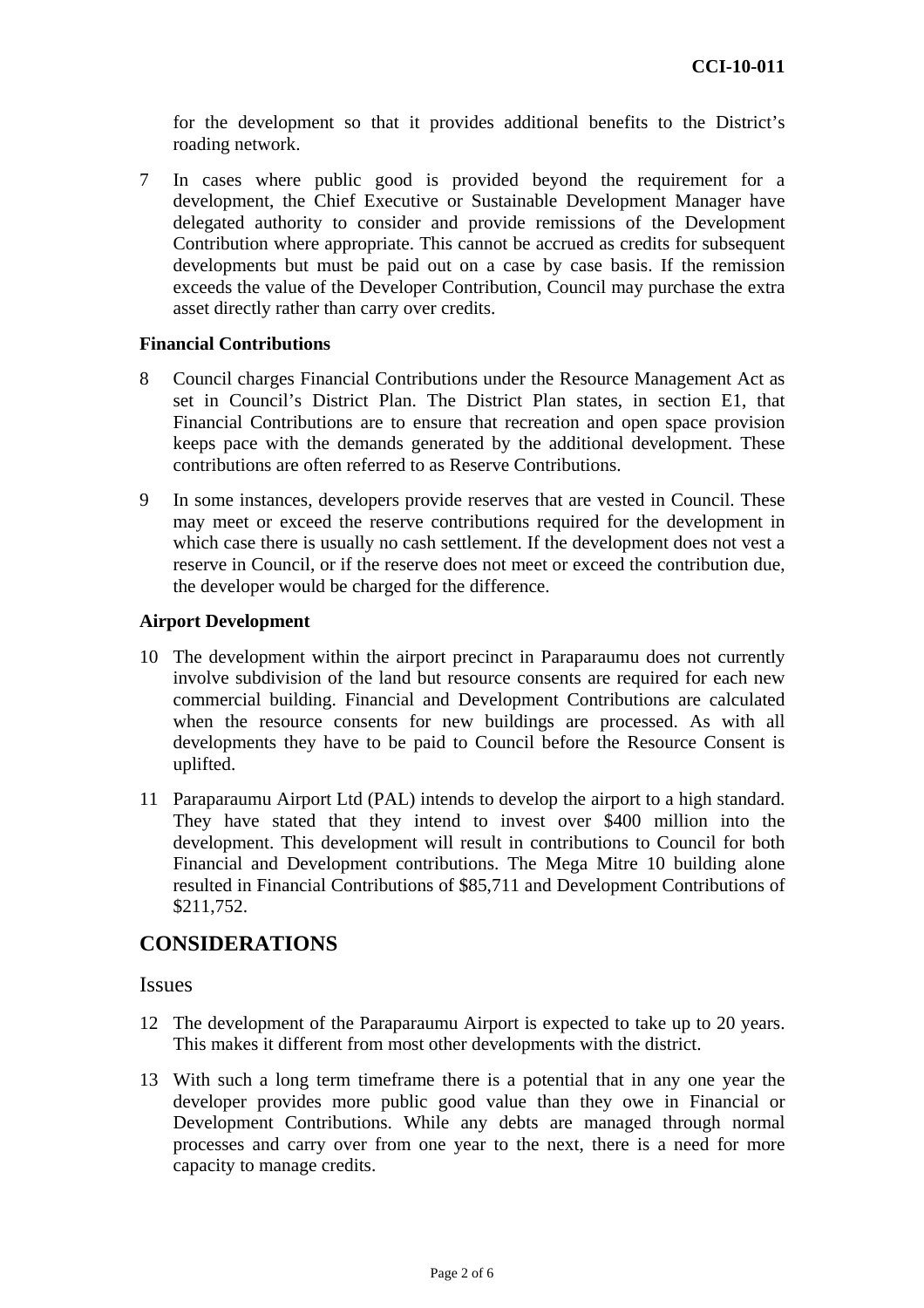for the development so that it provides additional benefits to the District's roading network.

7 In cases where public good is provided beyond the requirement for a development, the Chief Executive or Sustainable Development Manager have delegated authority to consider and provide remissions of the Development Contribution where appropriate. This cannot be accrued as credits for subsequent developments but must be paid out on a case by case basis. If the remission exceeds the value of the Developer Contribution, Council may purchase the extra asset directly rather than carry over credits.

**Financial Contributions**

8 Council charges Financial Contributions under the Resource Management Act as set in Council's District Plan. The District Plan states, in section E1, that Financial Contributions are to ensure that recreation and open space provision keeps pace with the demands generated by the additional development. These contributions are often referred to as Reserve Contributions.

9 In some instances, developers provide reserves that are vested in Council. These may meet or exceed the reserve contributions required for the development in which case there is usually no cash settlement. If the development does not vest a reserve in Council, or if the reserve does not meet or exceed the contribution due, the developer would be charged for the difference.

**Airport Development**

10 The development within the airport precinct in Paraparaumu does not currently involve subdivision of the land but resource consents are required for each new commercial building. Financial and Development Contributions are calculated when the resource consents for new buildings are processed. As with all developments they have to be paid to Council before the Resource Consent is uplifted.

11 Paraparaumu Airport Ltd (PAL) intends to develop the airport to a high standard. They have stated that they intend to invest over $400 million into the development. This development will result in contributions to Council for both Financial and Development contributions. The Mega Mitre 10 building alone resulted in Financial Contributions of $85,711 and Development Contributions of $211,752.

## CONSIDERATIONS

### Issues

12 The development of the Paraparaumu Airport is expected to take up to 20 years. This makes it different from most other developments with the district.

13 With such a long term timeframe there is a potential that in any one year the developer provides more public good value than they owe in Financial or Development Contributions. While any debts are managed through normal processes and carry over from one year to the next, there is a need for more capacity to manage credits.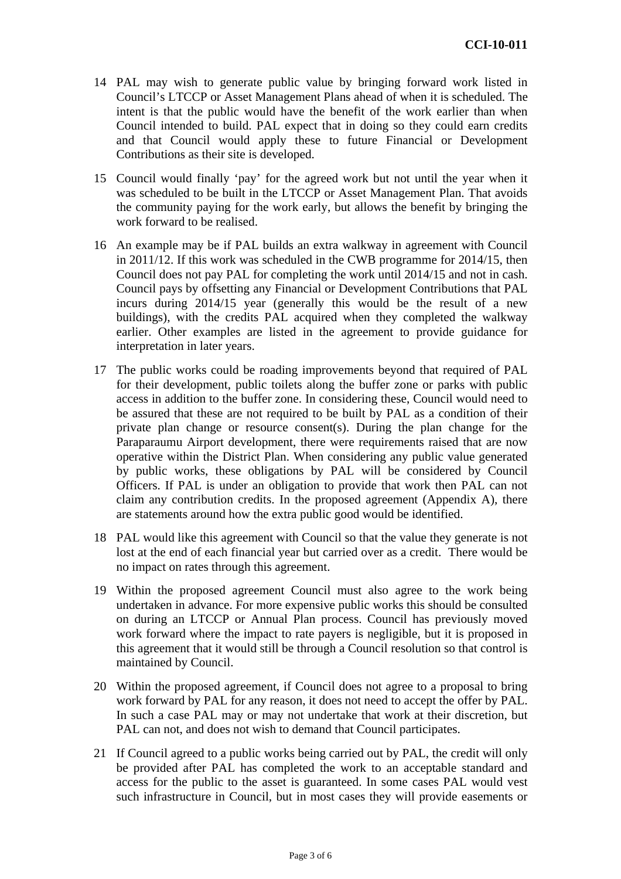14 PAL may wish to generate public value by bringing forward work listed in Council's LTCCP or Asset Management Plans ahead of when it is scheduled. The intent is that the public would have the benefit of the work earlier than when Council intended to build. PAL expect that in doing so they could earn credits and that Council would apply these to future Financial or Development Contributions as their site is developed.

15 Council would finally 'pay' for the agreed work but not until the year when it was scheduled to be built in the LTCCP or Asset Management Plan. That avoids the community paying for the work early, but allows the benefit by bringing the work forward to be realised.

16 An example may be if PAL builds an extra walkway in agreement with Council in 2011/12. If this work was scheduled in the CWB programme for 2014/15, then Council does not pay PAL for completing the work until 2014/15 and not in cash. Council pays by offsetting any Financial or Development Contributions that PAL incurs during 2014/15 year (generally this would be the result of a new buildings), with the credits PAL acquired when they completed the walkway earlier. Other examples are listed in the agreement to provide guidance for interpretation in later years.

17 The public works could be roading improvements beyond that required of PAL for their development, public toilets along the buffer zone or parks with public access in addition to the buffer zone. In considering these, Council would need to be assured that these are not required to be built by PAL as a condition of their private plan change or resource consent(s). During the plan change for the Paraparaumu Airport development, there were requirements raised that are now operative within the District Plan. When considering any public value generated by public works, these obligations by PAL will be considered by Council Officers. If PAL is under an obligation to provide that work then PAL can not claim any contribution credits. In the proposed agreement (Appendix A), there are statements around how the extra public good would be identified.

18 PAL would like this agreement with Council so that the value they generate is not lost at the end of each financial year but carried over as a credit. There would be no impact on rates through this agreement.

19 Within the proposed agreement Council must also agree to the work being undertaken in advance. For more expensive public works this should be consulted on during an LTCCP or Annual Plan process. Council has previously moved work forward where the impact to rate payers is negligible, but it is proposed in this agreement that it would still be through a Council resolution so that control is maintained by Council.

20 Within the proposed agreement, if Council does not agree to a proposal to bring work forward by PAL for any reason, it does not need to accept the offer by PAL. In such a case PAL may or may not undertake that work at their discretion, but PAL can not, and does not wish to demand that Council participates.

21 If Council agreed to a public works being carried out by PAL, the credit will only be provided after PAL has completed the work to an acceptable standard and access for the public to the asset is guaranteed. In some cases PAL would vest such infrastructure in Council, but in most cases they will provide easements or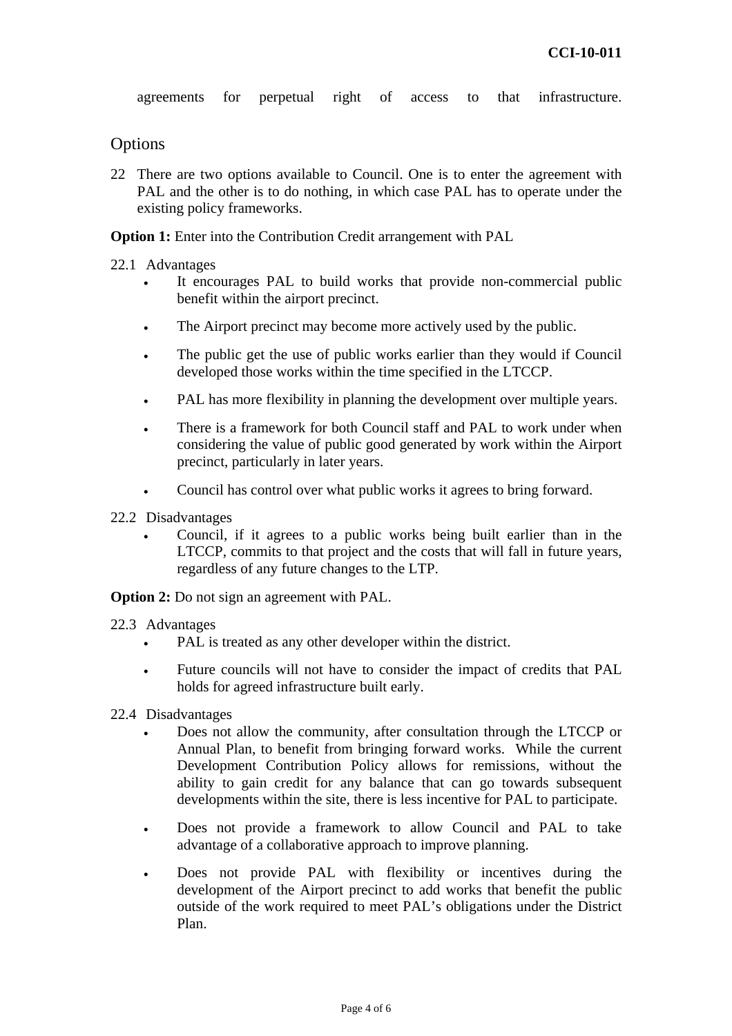agreements for perpetual right of access to that infrastructure.

## Options

22 There are two options available to Council. One is to enter the agreement with PAL and the other is to do nothing, in which case PAL has to operate under the existing policy frameworks.

**Option 1:** Enter into the Contribution Credit arrangement with PAL

22.1 Advantages

- It encourages PAL to build works that provide non-commercial public benefit within the airport precinct.
- The Airport precinct may become more actively used by the public.
- The public get the use of public works earlier than they would if Council developed those works within the time specified in the LTCCP.
- PAL has more flexibility in planning the development over multiple years.
- There is a framework for both Council staff and PAL to work under when considering the value of public good generated by work within the Airport precinct, particularly in later years.
- Council has control over what public works it agrees to bring forward.

22.2 Disadvantages

- Council, if it agrees to a public works being built earlier than in the LTCCP, commits to that project and the costs that will fall in future years, regardless of any future changes to the LTP.

**Option 2:** Do not sign an agreement with PAL.

22.3 Advantages

- PAL is treated as any other developer within the district.
- Future councils will not have to consider the impact of credits that PAL holds for agreed infrastructure built early.

22.4 Disadvantages

- Does not allow the community, after consultation through the LTCCP or Annual Plan, to benefit from bringing forward works. While the current Development Contribution Policy allows for remissions, without the ability to gain credit for any balance that can go towards subsequent developments within the site, there is less incentive for PAL to participate.
- Does not provide a framework to allow Council and PAL to take advantage of a collaborative approach to improve planning.
- Does not provide PAL with flexibility or incentives during the development of the Airport precinct to add works that benefit the public outside of the work required to meet PAL's obligations under the District Plan.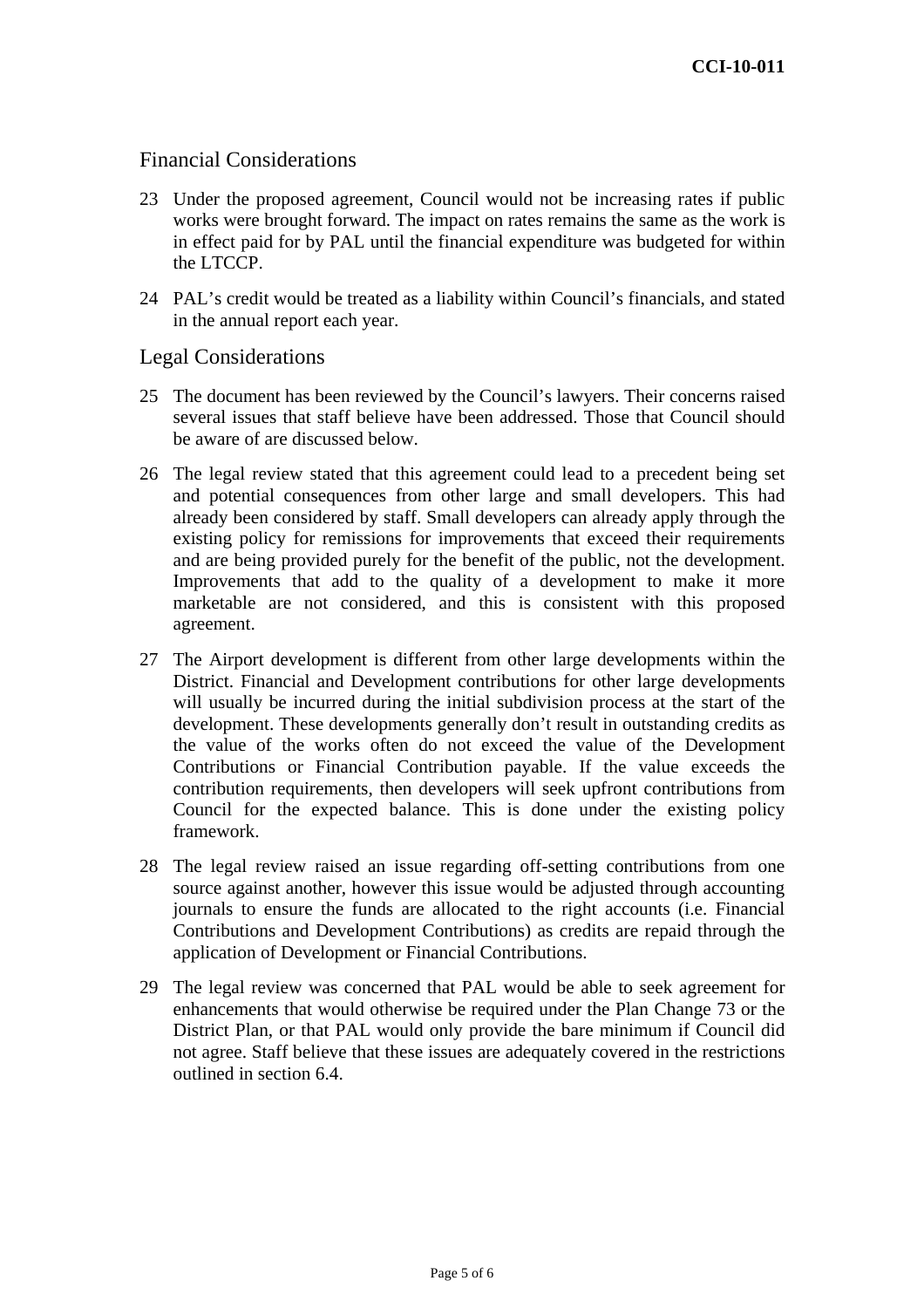## Financial Considerations

23 Under the proposed agreement, Council would not be increasing rates if public works were brought forward. The impact on rates remains the same as the work is in effect paid for by PAL until the financial expenditure was budgeted for within the LTCCP.

24 PAL's credit would be treated as a liability within Council's financials, and stated in the annual report each year.

## Legal Considerations

25 The document has been reviewed by the Council's lawyers. Their concerns raised several issues that staff believe have been addressed. Those that Council should be aware of are discussed below.

26 The legal review stated that this agreement could lead to a precedent being set and potential consequences from other large and small developers. This had already been considered by staff. Small developers can already apply through the existing policy for remissions for improvements that exceed their requirements and are being provided purely for the benefit of the public, not the development. Improvements that add to the quality of a development to make it more marketable are not considered, and this is consistent with this proposed agreement.

27 The Airport development is different from other large developments within the District. Financial and Development contributions for other large developments will usually be incurred during the initial subdivision process at the start of the development. These developments generally don't result in outstanding credits as the value of the works often do not exceed the value of the Development Contributions or Financial Contribution payable. If the value exceeds the contribution requirements, then developers will seek upfront contributions from Council for the expected balance. This is done under the existing policy framework.

28 The legal review raised an issue regarding off-setting contributions from one source against another, however this issue would be adjusted through accounting journals to ensure the funds are allocated to the right accounts (i.e. Financial Contributions and Development Contributions) as credits are repaid through the application of Development or Financial Contributions.

29 The legal review was concerned that PAL would be able to seek agreement for enhancements that would otherwise be required under the Plan Change 73 or the District Plan, or that PAL would only provide the bare minimum if Council did not agree. Staff believe that these issues are adequately covered in the restrictions outlined in section 6.4.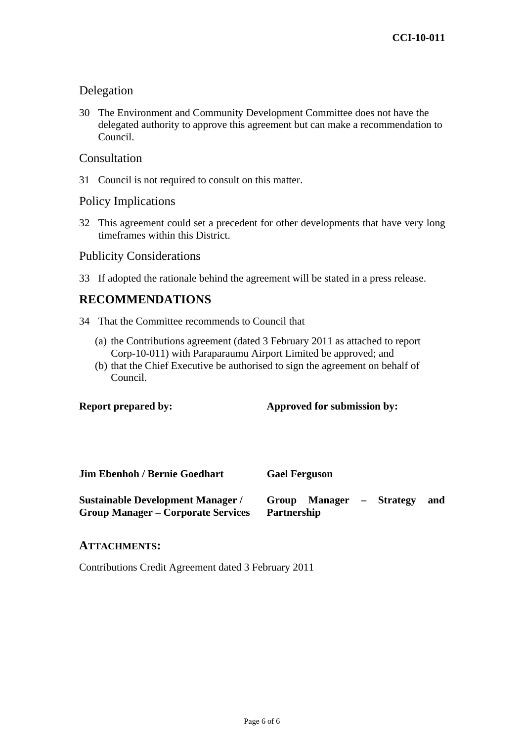## Delegation

30 The Environment and Community Development Committee does not have the delegated authority to approve this agreement but can make a recommendation to Council.

## Consultation

31 Council is not required to consult on this matter.

## Policy Implications

32 This agreement could set a precedent for other developments that have very long timeframes within this District.

## Publicity Considerations

33 If adopted the rationale behind the agreement will be stated in a press release.

# RECOMMENDATIONS

34 That the Committee recommends to Council that

(a) the Contributions agreement (dated 3 February 2011 as attached to report Corp-10-011) with Paraparaumu Airport Limited be approved; and

(b) that the Chief Executive be authorised to sign the agreement on behalf of Council.

| | |
|---|---|
| **Report prepared by:** | **Approved for submission by:** |
| **Jim Ebenhoh / Bernie Goedhart** | **Gael Ferguson** |
| **Sustainable Development Manager / Group Manager – Corporate Services** | **Group Manager – Strategy and Partnership** |

**ATTACHMENTS:**

Contributions Credit Agreement dated 3 February 2011